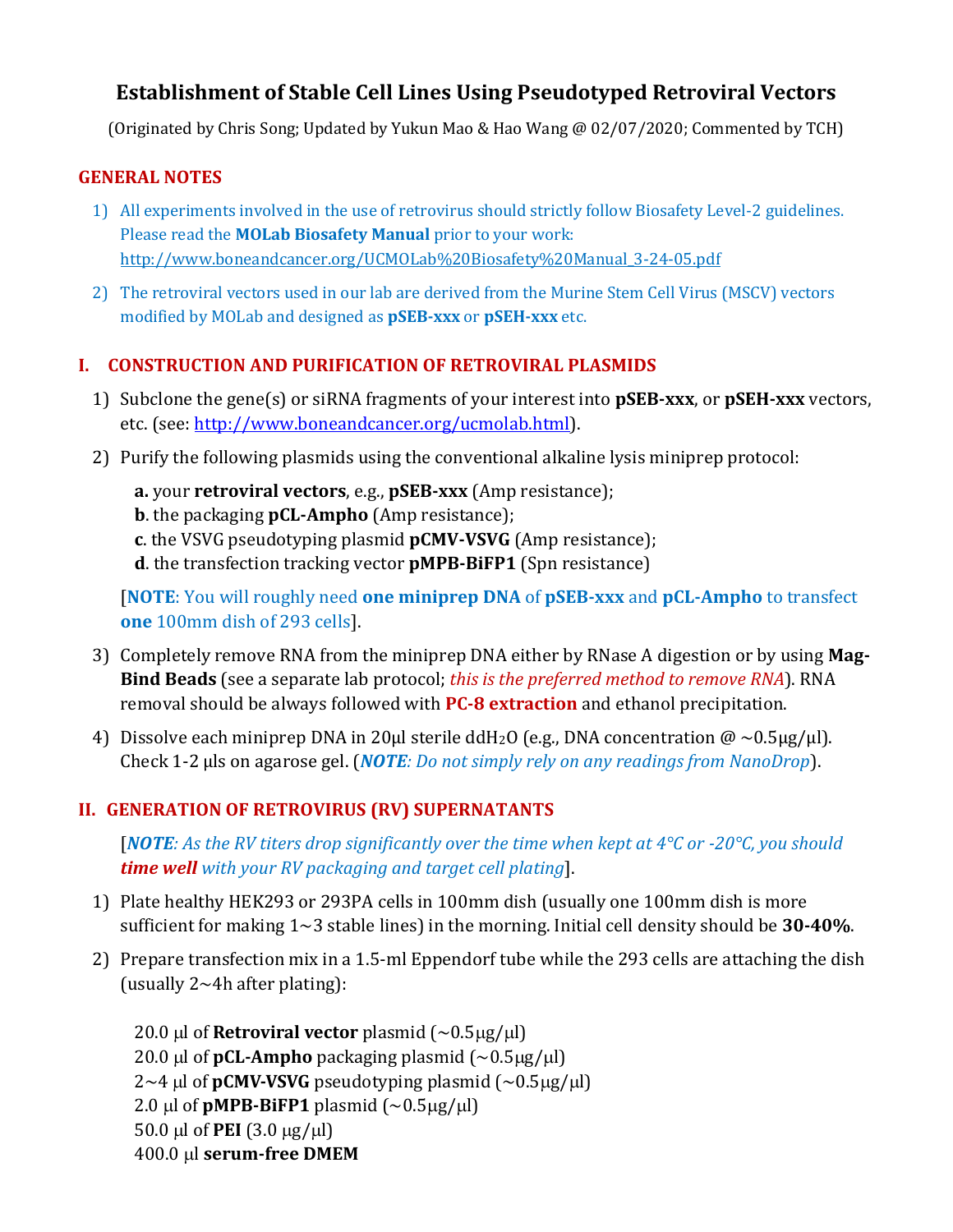# Establishment of Stable Cell Lines Using Pseudotyped Retroviral Vectors

(Originated by Chris Song; Updated by Yukun Mao & Hao Wang @ 02/07/2020; Commented by TCH)

## GENERAL NOTES

1) All experiments involved in the use of retrovirus should strictly follow Biosafety Level-2 guidelines. Please read the **MOLab Biosafety Manual** prior to your work: http://www.boneandcancer.org/UCMOLab%20Biosafety%20Manual_3-24-05.pdf
2) The retroviral vectors used in our lab are derived from the Murine Stem Cell Virus (MSCV) vectors modified by MOLab and designed as **pSEB-xxx** or **pSEH-xxx** etc.

## I. CONSTRUCTION AND PURIFICATION OF RETROVIRAL PLASMIDS

1) Subclone the gene(s) or siRNA fragments of your interest into **pSEB-xxx**, or **pSEH-xxx** vectors, etc. (see: http://www.boneandcancer.org/ucmolab.html).
2) Purify the following plasmids using the conventional alkaline lysis miniprep protocol:

   **a.** your **retroviral vectors**, e.g., **pSEB-xxx** (Amp resistance);
   **b**. the packaging **pCL-Ampho** (Amp resistance);
   **c**. the VSVG pseudotyping plasmid **pCMV-VSVG** (Amp resistance);
   **d**. the transfection tracking vector **pMPB-BiFP1** (Spn resistance)

   [**NOTE**: You will roughly need **one miniprep DNA** of **pSEB-xxx** and **pCL-Ampho** to transfect **one** 100mm dish of 293 cells].

3) Completely remove RNA from the miniprep DNA either by RNase A digestion or by using **Mag-Bind Beads** (see a separate lab protocol; *this is the preferred method to remove RNA*). RNA removal should be always followed with **PC-8 extraction** and ethanol precipitation.
4) Dissolve each miniprep DNA in 20μl sterile $ddH_2O$ (e.g., DNA concentration @ ~0.5μg/μl). Check 1-2 μls on agarose gel. (***NOTE****: Do not simply rely on any readings from NanoDrop*).

## II. GENERATION OF RETROVIRUS (RV) SUPERNATANTS

[***NOTE****: As the RV titers drop significantly over the time when kept at 4°C or -20°C, you should* ***time well*** *with your RV packaging and target cell plating*].

1) Plate healthy HEK293 or 293PA cells in 100mm dish (usually one 100mm dish is more sufficient for making 1~3 stable lines) in the morning. Initial cell density should be **30-40%**.
2) Prepare transfection mix in a 1.5-ml Eppendorf tube while the 293 cells are attaching the dish (usually 2~4h after plating):

   20.0 μl of **Retroviral vector** plasmid (~0.5μg/μl)
   20.0 μl of **pCL-Ampho** packaging plasmid (~0.5μg/μl)
   2~4 μl of **pCMV-VSVG** pseudotyping plasmid (~0.5μg/μl)
   2.0 μl of **pMPB-BiFP1** plasmid (~0.5μg/μl)
   50.0 μl of **PEI** (3.0 μg/μl)
   400.0 μl **serum-free DMEM**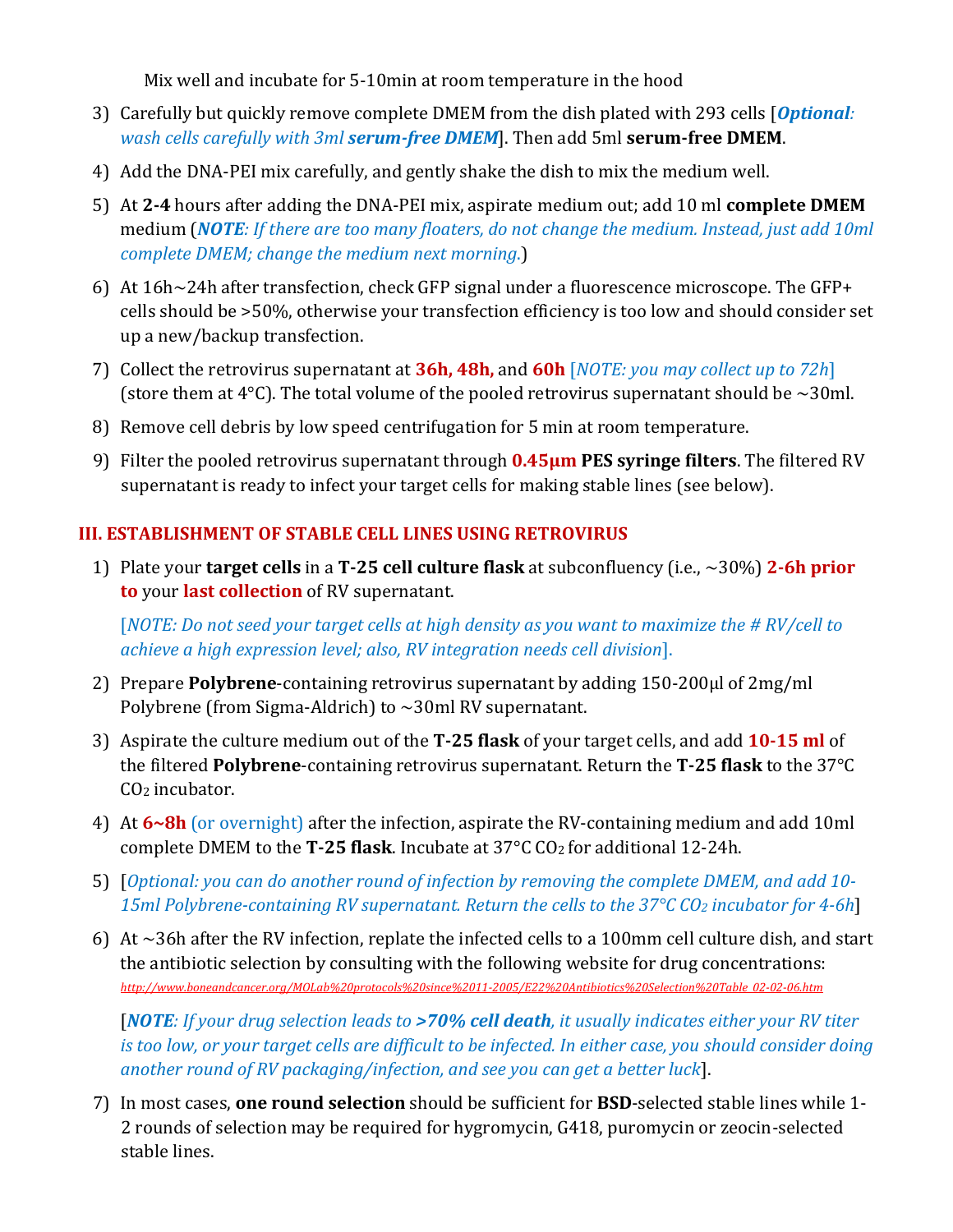Mix well and incubate for 5-10min at room temperature in the hood

3) Carefully but quickly remove complete DMEM from the dish plated with 293 cells [***Optional****: wash cells carefully with 3ml* ***serum-free DMEM***]. Then add 5ml **serum-free DMEM**.
4) Add the DNA-PEI mix carefully, and gently shake the dish to mix the medium well.
5) At **2-4** hours after adding the DNA-PEI mix, aspirate medium out; add 10 ml **complete DMEM** medium (***NOTE****: If there are too many floaters, do not change the medium. Instead, just add 10ml complete DMEM; change the medium next morning.*)
6) At 16h~24h after transfection, check GFP signal under a fluorescence microscope. The GFP+ cells should be >50%, otherwise your transfection efficiency is too low and should consider set up a new/backup transfection.
7) Collect the retrovirus supernatant at **36h, 48h,** and **60h** [*NOTE: you may collect up to 72h*] (store them at 4°C). The total volume of the pooled retrovirus supernatant should be ~30ml.
8) Remove cell debris by low speed centrifugation for 5 min at room temperature.
9) Filter the pooled retrovirus supernatant through **0.45μm PES syringe filters**. The filtered RV supernatant is ready to infect your target cells for making stable lines (see below).

## III. ESTABLISHMENT OF STABLE CELL LINES USING RETROVIRUS

1) Plate your **target cells** in a **T-25 cell culture flask** at subconfluency (i.e., ~30%) **2-6h prior to** your **last collection** of RV supernatant.

   [*NOTE: Do not seed your target cells at high density as you want to maximize the # RV/cell to achieve a high expression level; also, RV integration needs cell division*].

2) Prepare **Polybrene**-containing retrovirus supernatant by adding 150-200μl of 2mg/ml Polybrene (from Sigma-Aldrich) to ~30ml RV supernatant.
3) Aspirate the culture medium out of the **T-25 flask** of your target cells, and add **10-15 ml** of the filtered **Polybrene**-containing retrovirus supernatant. Return the **T-25 flask** to the 37°C $CO_2$ incubator.
4) At **6~8h** (or overnight) after the infection, aspirate the RV-containing medium and add 10ml complete DMEM to the **T-25 flask**. Incubate at 37°C $CO_2$ for additional 12-24h.
5) [*Optional: you can do another round of infection by removing the complete DMEM, and add 10-15ml Polybrene-containing RV supernatant. Return the cells to the 37°C $CO_2$ incubator for 4-6h*]
6) At ~36h after the RV infection, replate the infected cells to a 100mm cell culture dish, and start the antibiotic selection by consulting with the following website for drug concentrations: http://www.boneandcancer.org/MOLab%20protocols%20since%2011-2005/E22%20Antibiotics%20Selection%20Table_02-02-06.htm

   [***NOTE****: If your drug selection leads to* ***>70% cell death****, it usually indicates either your RV titer is too low, or your target cells are difficult to be infected. In either case, you should consider doing another round of RV packaging/infection, and see you can get a better luck*].

7) In most cases, **one round selection** should be sufficient for **BSD**-selected stable lines while 1-2 rounds of selection may be required for hygromycin, G418, puromycin or zeocin-selected stable lines.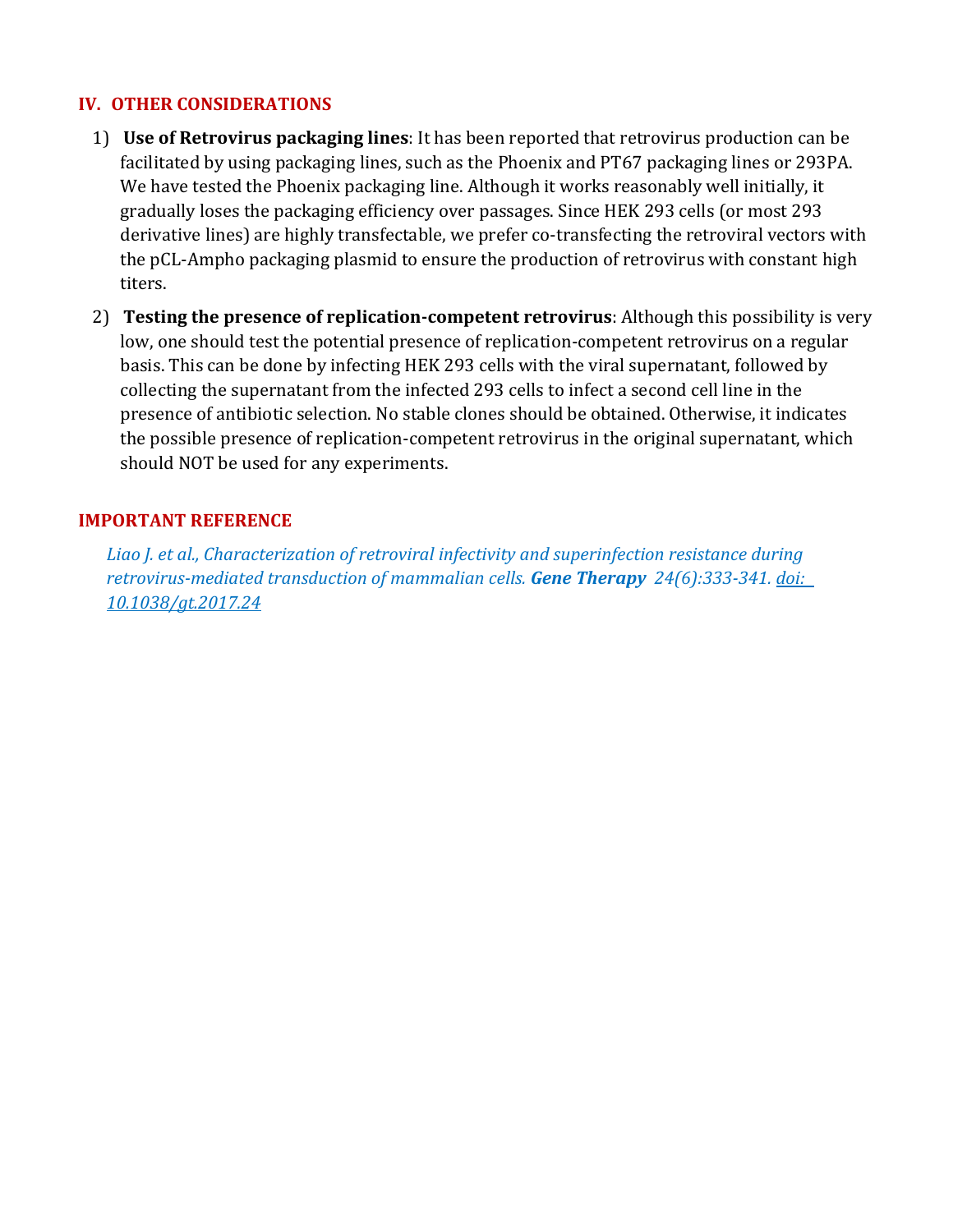## IV. OTHER CONSIDERATIONS

1) **Use of Retrovirus packaging lines**: It has been reported that retrovirus production can be facilitated by using packaging lines, such as the Phoenix and PT67 packaging lines or 293PA. We have tested the Phoenix packaging line. Although it works reasonably well initially, it gradually loses the packaging efficiency over passages. Since HEK 293 cells (or most 293 derivative lines) are highly transfectable, we prefer co-transfecting the retroviral vectors with the pCL-Ampho packaging plasmid to ensure the production of retrovirus with constant high titers.

2) **Testing the presence of replication-competent retrovirus**: Although this possibility is very low, one should test the potential presence of replication-competent retrovirus on a regular basis. This can be done by infecting HEK 293 cells with the viral supernatant, followed by collecting the supernatant from the infected 293 cells to infect a second cell line in the presence of antibiotic selection. No stable clones should be obtained. Otherwise, it indicates the possible presence of replication-competent retrovirus in the original supernatant, which should NOT be used for any experiments.

## IMPORTANT REFERENCE

*Liao J. et al., Characterization of retroviral infectivity and superinfection resistance during retrovirus-mediated transduction of mammalian cells.* ***Gene Therapy*** *24(6):333-341. doi: 10.1038/gt.2017.24*